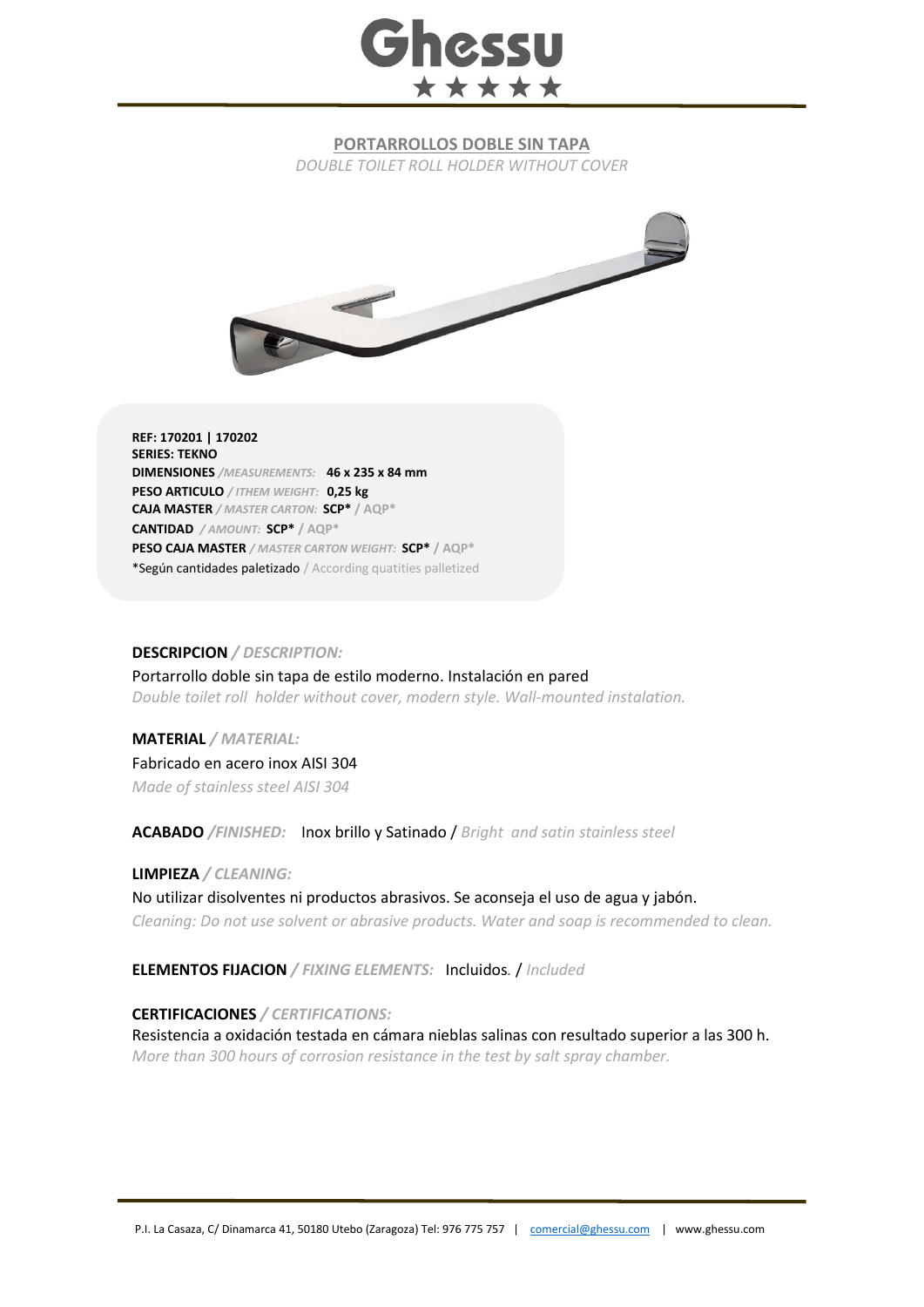# Ghessu

★★★★★

## PORTARROLLOS DOBLE SIN TAPA

*DOUBLE TOILET ROLL HOLDER WITHOUT COVER*

**REF: 170201 | 170202**
**SERIES: TEKNO**
**DIMENSIONES** */MEASUREMENTS:* **46 x 235 x 84 mm**
**PESO ARTICULO** */ ITHEM WEIGHT:* **0,25 kg**
**CAJA MASTER** */ MASTER CARTON:* **SCP*** / AQP*
**CANTIDAD** */ AMOUNT:* **SCP*** / AQP*
**PESO CAJA MASTER** */ MASTER CARTON WEIGHT:* **SCP*** / AQP*
*Según cantidades paletizado / According quatities palletized

**DESCRIPCION** */ DESCRIPTION:*

Portarrollo doble sin tapa de estilo moderno. Instalación en pared
*Double toilet roll holder without cover, modern style. Wall-mounted instalation.*

**MATERIAL** */ MATERIAL:*

Fabricado en acero inox AISI 304
*Made of stainless steel AISI 304*

**ACABADO** */FINISHED:* Inox brillo y Satinado / *Bright and satin stainless steel*

**LIMPIEZA** */ CLEANING:*

No utilizar disolventes ni productos abrasivos. Se aconseja el uso de agua y jabón.
*Cleaning: Do not use solvent or abrasive products. Water and soap is recommended to clean.*

**ELEMENTOS FIJACION** */ FIXING ELEMENTS:* Incluidos. / *Included*

**CERTIFICACIONES** */ CERTIFICATIONS:*

Resistencia a oxidación testada en cámara nieblas salinas con resultado superior a las 300 h.
*More than 300 hours of corrosion resistance in the test by salt spray chamber.*

P.I. La Casaza, C/ Dinamarca 41, 50180 Utebo (Zaragoza) Tel: 976 775 757 | comercial@ghessu.com | www.ghessu.com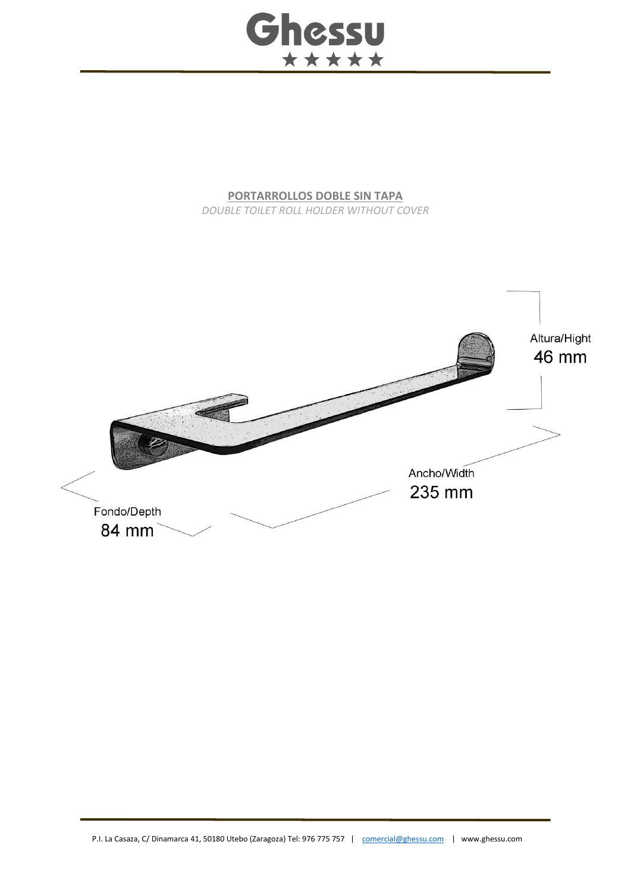**PORTARROLLOS DOBLE SIN TAPA**

*DOUBLE TOILET ROLL HOLDER WITHOUT COVER*

Altura/Hight
46 mm

Ancho/Width
235 mm

Fondo/Depth
84 mm